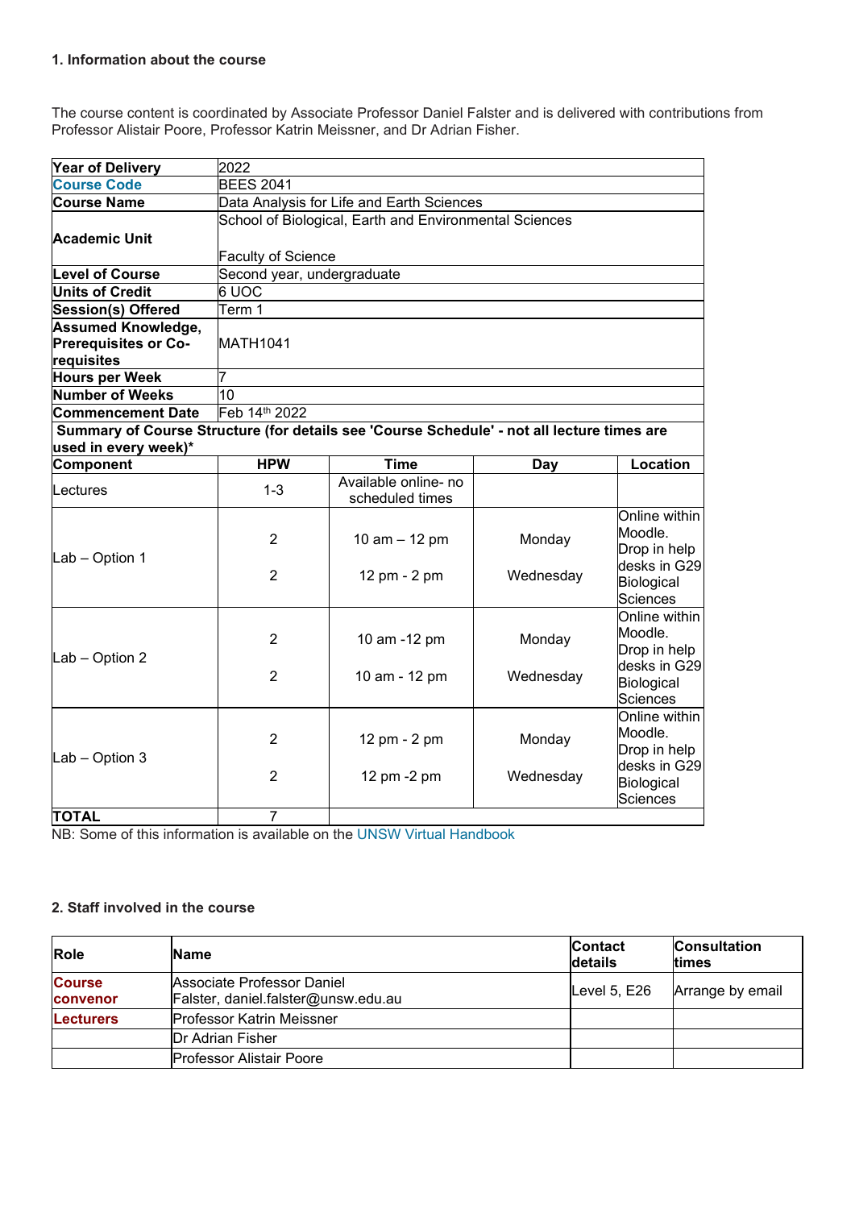### 1. Information about the course

The course content is coordinated by Associate Professor Daniel Falster and is delivered with contributions from Professor Alistair Poore, Professor Katrin Meissner, and Dr Adrian Fisher.

| | | | | |
|---|---|---|---|---|
| **Year of Delivery** | 2022 | | | |
| **Course Code** | BEES 2041 | | | |
| **Course Name** | Data Analysis for Life and Earth Sciences | | | |
| **Academic Unit** | School of Biological, Earth and Environmental Sciences<br><br>Faculty of Science | | | |
| **Level of Course** | Second year, undergraduate | | | |
| **Units of Credit** | 6 UOC | | | |
| **Session(s) Offered** | Term 1 | | | |
| **Assumed Knowledge, Prerequisites or Co-requisites** | MATH1041 | | | |
| **Hours per Week** | 7 | | | |
| **Number of Weeks** | 10 | | | |
| **Commencement Date** | Feb 14th 2022 | | | |
| **Summary of Course Structure (for details see 'Course Schedule' - not all lecture times are used in every week)*** | | | | |
| **Component** | **HPW** | **Time** | **Day** | **Location** |
| Lectures | 1-3 | Available online- no scheduled times | | |
| Lab – Option 1 | 2<br><br>2 | 10 am – 12 pm<br><br>12 pm - 2 pm | Monday<br><br>Wednesday | Online within Moodle. Drop in help desks in G29 Biological Sciences |
| Lab – Option 2 | 2<br><br>2 | 10 am -12 pm<br><br>10 am - 12 pm | Monday<br><br>Wednesday | Online within Moodle. Drop in help desks in G29 Biological Sciences |
| Lab – Option 3 | 2<br><br>2 | 12 pm - 2 pm<br><br>12 pm -2 pm | Monday<br><br>Wednesday | Online within Moodle. Drop in help desks in G29 Biological Sciences |
| **TOTAL** | 7 | | | |

NB: Some of this information is available on the UNSW Virtual Handbook

### 2. Staff involved in the course

| Role | Name | Contact details | Consultation times |
|---|---|---|---|
| **Course convenor** | Associate Professor Daniel Falster, daniel.falster@unsw.edu.au | Level 5, E26 | Arrange by email |
| **Lecturers** | Professor Katrin Meissner | | |
| | Dr Adrian Fisher | | |
| | Professor Alistair Poore | | |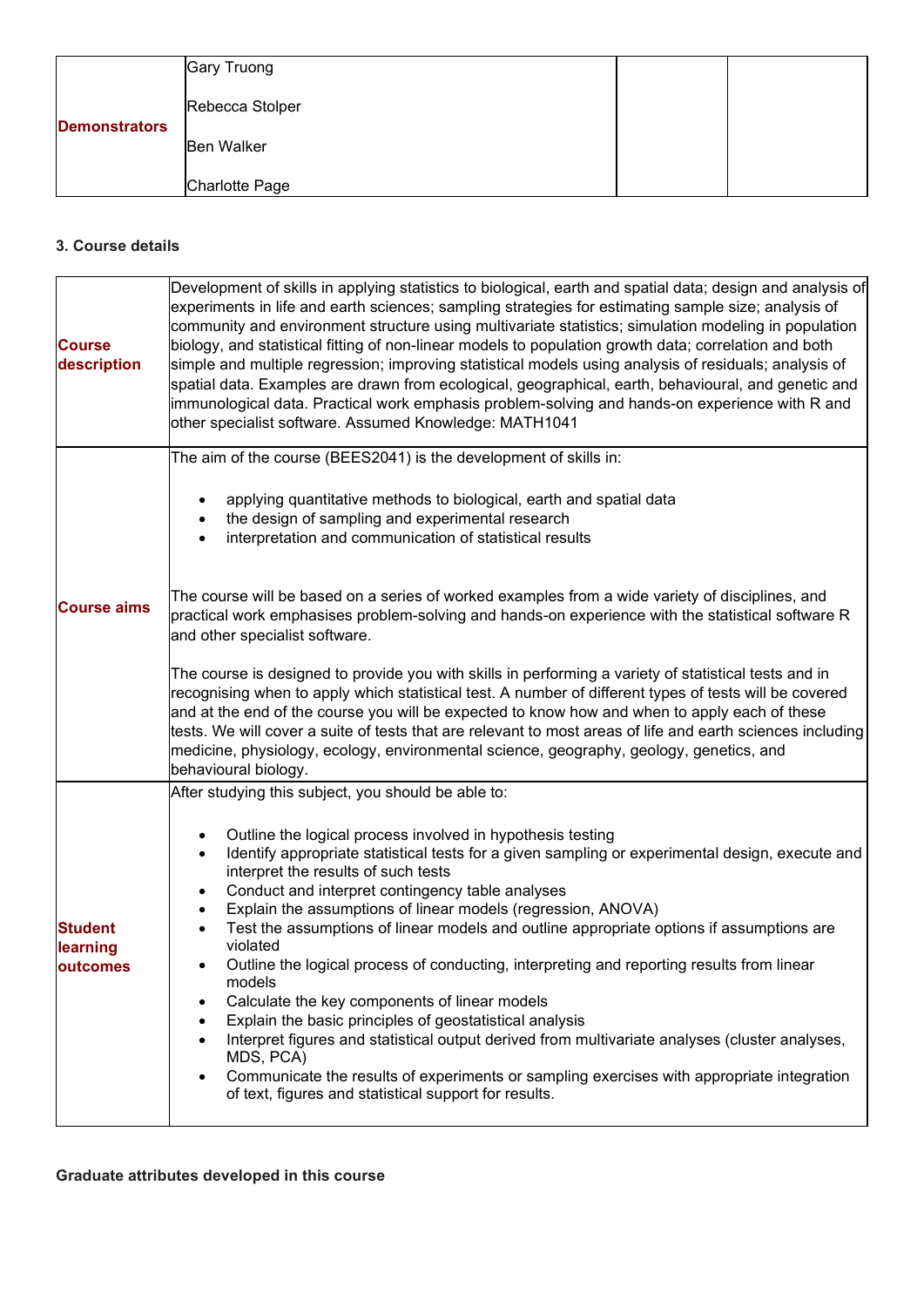| Demonstrators | Gary Truong<br><br>Rebecca Stolper<br><br>Ben Walker<br><br>Charlotte Page | | |
|---|---|---|---|

### 3. Course details

| | |
|---|---|
| **Course description** | Development of skills in applying statistics to biological, earth and spatial data; design and analysis of experiments in life and earth sciences; sampling strategies for estimating sample size; analysis of community and environment structure using multivariate statistics; simulation modeling in population biology, and statistical fitting of non-linear models to population growth data; correlation and both simple and multiple regression; improving statistical models using analysis of residuals; analysis of spatial data. Examples are drawn from ecological, geographical, earth, behavioural, and genetic and immunological data. Practical work emphasis problem-solving and hands-on experience with R and other specialist software. Assumed Knowledge: MATH1041 |
| **Course aims** | The aim of the course (BEES2041) is the development of skills in:<br><br>• applying quantitative methods to biological, earth and spatial data<br>• the design of sampling and experimental research<br>• interpretation and communication of statistical results<br><br>The course will be based on a series of worked examples from a wide variety of disciplines, and practical work emphasises problem-solving and hands-on experience with the statistical software R and other specialist software.<br><br>The course is designed to provide you with skills in performing a variety of statistical tests and in recognising when to apply which statistical test. A number of different types of tests will be covered and at the end of the course you will be expected to know how and when to apply each of these tests. We will cover a suite of tests that are relevant to most areas of life and earth sciences including medicine, physiology, ecology, environmental science, geography, geology, genetics, and behavioural biology. |
| **Student learning outcomes** | After studying this subject, you should be able to:<br><br>• Outline the logical process involved in hypothesis testing<br>• Identify appropriate statistical tests for a given sampling or experimental design, execute and interpret the results of such tests<br>• Conduct and interpret contingency table analyses<br>• Explain the assumptions of linear models (regression, ANOVA)<br>• Test the assumptions of linear models and outline appropriate options if assumptions are violated<br>• Outline the logical process of conducting, interpreting and reporting results from linear models<br>• Calculate the key components of linear models<br>• Explain the basic principles of geostatistical analysis<br>• Interpret figures and statistical output derived from multivariate analyses (cluster analyses, MDS, PCA)<br>• Communicate the results of experiments or sampling exercises with appropriate integration of text, figures and statistical support for results. |

**Graduate attributes developed in this course**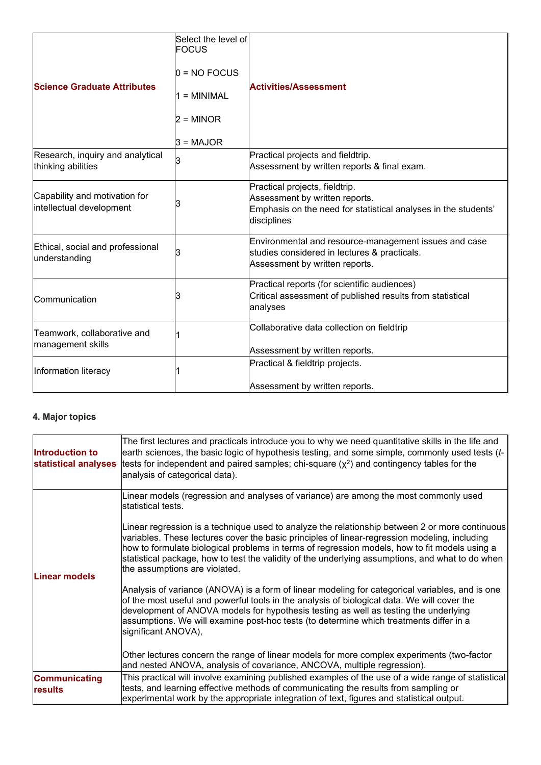| **Science Graduate Attributes** | Select the level of FOCUS<br><br>0 = NO FOCUS<br><br>1 = MINIMAL<br><br>2 = MINOR<br><br>3 = MAJOR | **Activities/Assessment** |
|---|---|---|
| Research, inquiry and analytical thinking abilities | 3 | Practical projects and fieldtrip.<br>Assessment by written reports & final exam. |
| Capability and motivation for intellectual development | 3 | Practical projects, fieldtrip.<br>Assessment by written reports.<br>Emphasis on the need for statistical analyses in the students' disciplines |
| Ethical, social and professional understanding | 3 | Environmental and resource-management issues and case studies considered in lectures & practicals.<br>Assessment by written reports. |
| Communication | 3 | Practical reports (for scientific audiences)<br>Critical assessment of published results from statistical analyses |
| Teamwork, collaborative and management skills | 1 | Collaborative data collection on fieldtrip<br><br>Assessment by written reports. |
| Information literacy | 1 | Practical & fieldtrip projects.<br><br>Assessment by written reports. |

### 4. Major topics

| | |
|---|---|
| **Introduction to statistical analyses** | The first lectures and practicals introduce you to why we need quantitative skills in the life and earth sciences, the basic logic of hypothesis testing, and some simple, commonly used tests (*t*-tests for independent and paired samples; chi-square ($\chi^2$) and contingency tables for the analysis of categorical data). |
| **Linear models** | Linear models (regression and analyses of variance) are among the most commonly used statistical tests.<br><br>Linear regression is a technique used to analyze the relationship between 2 or more continuous variables. These lectures cover the basic principles of linear-regression modeling, including how to formulate biological problems in terms of regression models, how to fit models using a statistical package, how to test the validity of the underlying assumptions, and what to do when the assumptions are violated.<br><br>Analysis of variance (ANOVA) is a form of linear modeling for categorical variables, and is one of the most useful and powerful tools in the analysis of biological data. We will cover the development of ANOVA models for hypothesis testing as well as testing the underlying assumptions. We will examine post-hoc tests (to determine which treatments differ in a significant ANOVA),<br><br>Other lectures concern the range of linear models for more complex experiments (two-factor and nested ANOVA, analysis of covariance, ANCOVA, multiple regression). |
| **Communicating results** | This practical will involve examining published examples of the use of a wide range of statistical tests, and learning effective methods of communicating the results from sampling or experimental work by the appropriate integration of text, figures and statistical output. |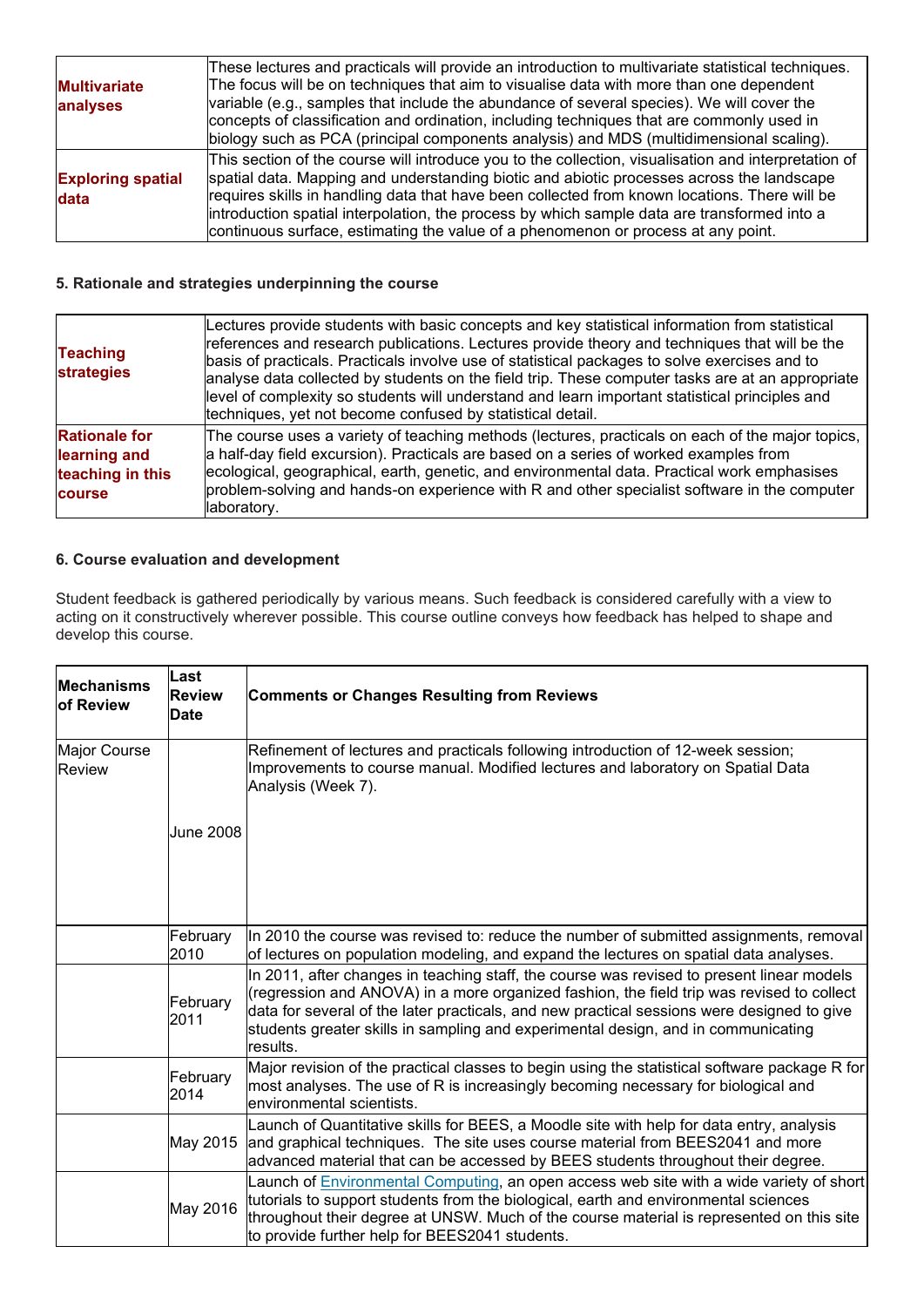| | |
|---|---|
| **Multivariate analyses** | These lectures and practicals will provide an introduction to multivariate statistical techniques. The focus will be on techniques that aim to visualise data with more than one dependent variable (e.g., samples that include the abundance of several species). We will cover the concepts of classification and ordination, including techniques that are commonly used in biology such as PCA (principal components analysis) and MDS (multidimensional scaling). |
| **Exploring spatial data** | This section of the course will introduce you to the collection, visualisation and interpretation of spatial data. Mapping and understanding biotic and abiotic processes across the landscape requires skills in handling data that have been collected from known locations. There will be introduction spatial interpolation, the process by which sample data are transformed into a continuous surface, estimating the value of a phenomenon or process at any point. |

### 5. Rationale and strategies underpinning the course

| | |
|---|---|
| **Teaching strategies** | Lectures provide students with basic concepts and key statistical information from statistical references and research publications. Lectures provide theory and techniques that will be the basis of practicals. Practicals involve use of statistical packages to solve exercises and to analyse data collected by students on the field trip. These computer tasks are at an appropriate level of complexity so students will understand and learn important statistical principles and techniques, yet not become confused by statistical detail. |
| **Rationale for learning and teaching in this course** | The course uses a variety of teaching methods (lectures, practicals on each of the major topics, a half-day field excursion). Practicals are based on a series of worked examples from ecological, geographical, earth, genetic, and environmental data. Practical work emphasises problem-solving and hands-on experience with R and other specialist software in the computer laboratory. |

### 6. Course evaluation and development

Student feedback is gathered periodically by various means. Such feedback is considered carefully with a view to acting on it constructively wherever possible. This course outline conveys how feedback has helped to shape and develop this course.

| Mechanisms of Review | Last Review Date | Comments or Changes Resulting from Reviews |
|---|---|---|
| Major Course Review | June 2008 | Refinement of lectures and practicals following introduction of 12-week session; Improvements to course manual. Modified lectures and laboratory on Spatial Data Analysis (Week 7). |
| | February 2010 | In 2010 the course was revised to: reduce the number of submitted assignments, removal of lectures on population modeling, and expand the lectures on spatial data analyses. |
| | February 2011 | In 2011, after changes in teaching staff, the course was revised to present linear models (regression and ANOVA) in a more organized fashion, the field trip was revised to collect data for several of the later practicals, and new practical sessions were designed to give students greater skills in sampling and experimental design, and in communicating results. |
| | February 2014 | Major revision of the practical classes to begin using the statistical software package R for most analyses. The use of R is increasingly becoming necessary for biological and environmental scientists. |
| | May 2015 | Launch of Quantitative skills for BEES, a Moodle site with help for data entry, analysis and graphical techniques. The site uses course material from BEES2041 and more advanced material that can be accessed by BEES students throughout their degree. |
| | May 2016 | Launch of Environmental Computing, an open access web site with a wide variety of short tutorials to support students from the biological, earth and environmental sciences throughout their degree at UNSW. Much of the course material is represented on this site to provide further help for BEES2041 students. |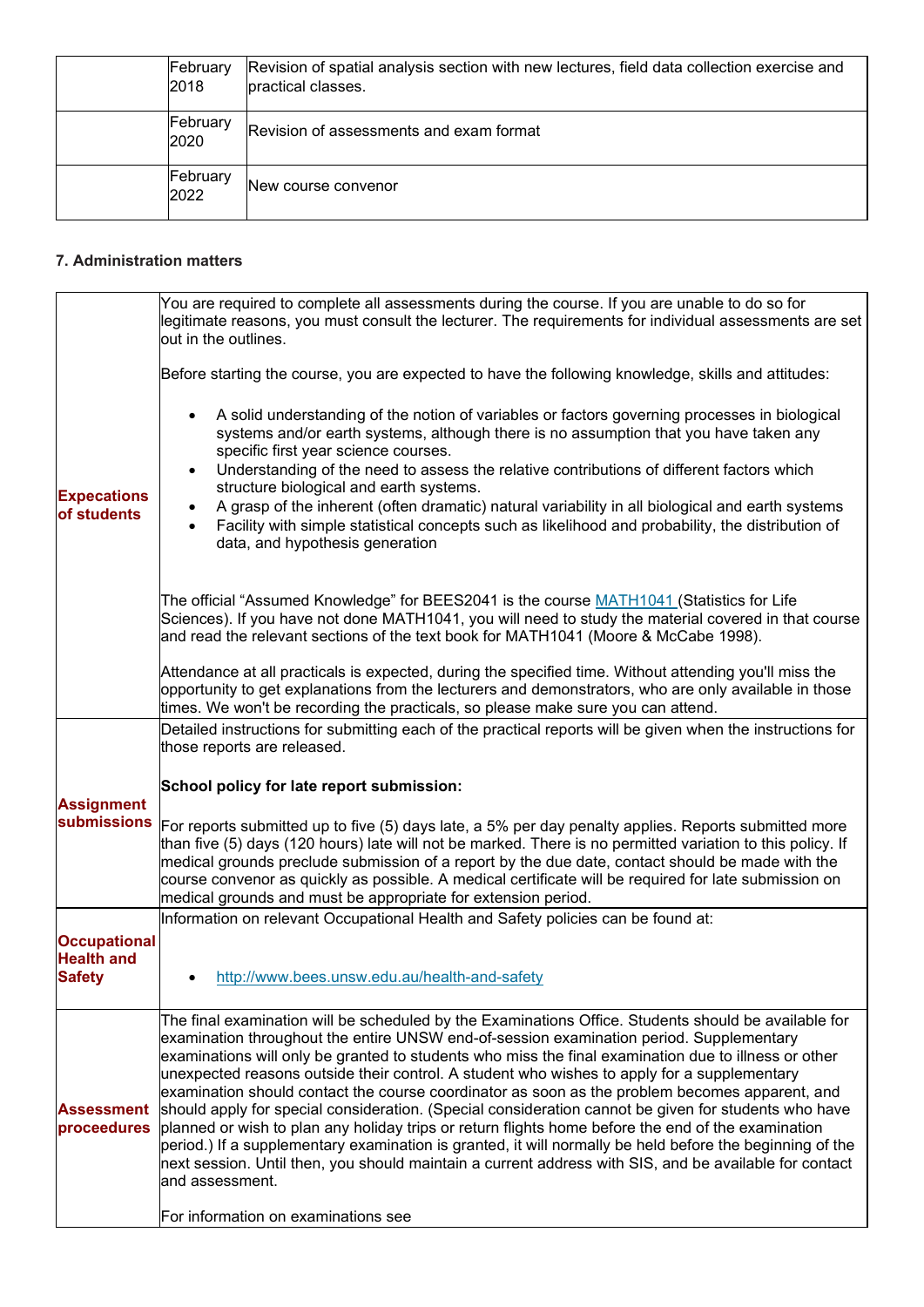| | | |
|---|---|---|
| | February 2018 | Revision of spatial analysis section with new lectures, field data collection exercise and practical classes. |
| | February 2020 | Revision of assessments and exam format |
| | February 2022 | New course convenor |

### 7. Administration matters

| | |
|---|---|
| **Expecations of students** | You are required to complete all assessments during the course. If you are unable to do so for legitimate reasons, you must consult the lecturer. The requirements for individual assessments are set out in the outlines.<br><br>Before starting the course, you are expected to have the following knowledge, skills and attitudes:<br><br>• A solid understanding of the notion of variables or factors governing processes in biological systems and/or earth systems, although there is no assumption that you have taken any specific first year science courses.<br>• Understanding of the need to assess the relative contributions of different factors which structure biological and earth systems.<br>• A grasp of the inherent (often dramatic) natural variability in all biological and earth systems<br>• Facility with simple statistical concepts such as likelihood and probability, the distribution of data, and hypothesis generation<br><br>The official "Assumed Knowledge" for BEES2041 is the course MATH1041 (Statistics for Life Sciences). If you have not done MATH1041, you will need to study the material covered in that course and read the relevant sections of the text book for MATH1041 (Moore & McCabe 1998).<br><br>Attendance at all practicals is expected, during the specified time. Without attending you'll miss the opportunity to get explanations from the lecturers and demonstrators, who are only available in those times. We won't be recording the practicals, so please make sure you can attend. |
| **Assignment submissions** | Detailed instructions for submitting each of the practical reports will be given when the instructions for those reports are released.<br><br>**School policy for late report submission:**<br><br>For reports submitted up to five (5) days late, a 5% per day penalty applies. Reports submitted more than five (5) days (120 hours) late will not be marked. There is no permitted variation to this policy. If medical grounds preclude submission of a report by the due date, contact should be made with the course convenor as quickly as possible. A medical certificate will be required for late submission on medical grounds and must be appropriate for extension period. |
| **Occupational Health and Safety** | Information on relevant Occupational Health and Safety policies can be found at:<br><br>• http://www.bees.unsw.edu.au/health-and-safety |
| **Assessment proceedures** | The final examination will be scheduled by the Examinations Office. Students should be available for examination throughout the entire UNSW end-of-session examination period. Supplementary examinations will only be granted to students who miss the final examination due to illness or other unexpected reasons outside their control. A student who wishes to apply for a supplementary examination should contact the course coordinator as soon as the problem becomes apparent, and should apply for special consideration. (Special consideration cannot be given for students who have planned or wish to plan any holiday trips or return flights home before the end of the examination period.) If a supplementary examination is granted, it will normally be held before the beginning of the next session. Until then, you should maintain a current address with SIS, and be available for contact and assessment.<br><br>For information on examinations see |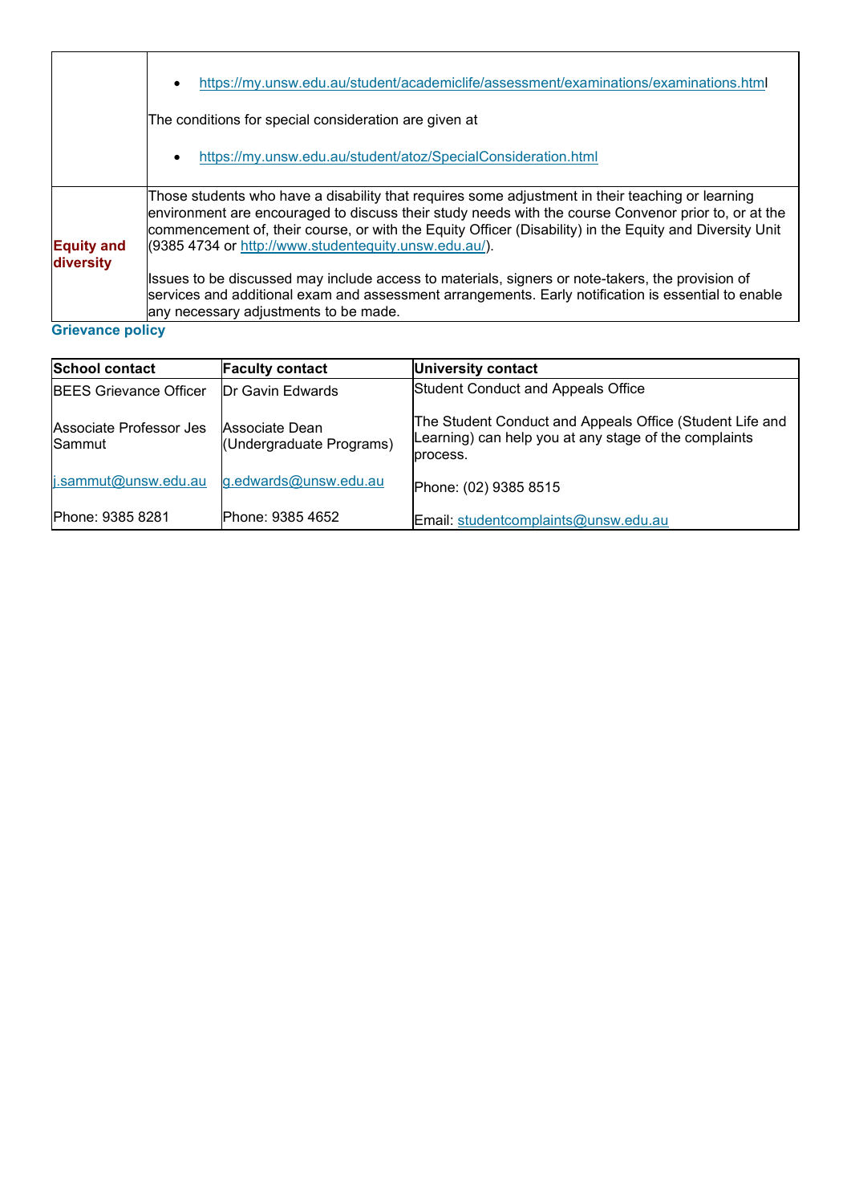| | |
|---|---|
| | • https://my.unsw.edu.au/student/academiclife/assessment/examinations/examinations.html<br><br>The conditions for special consideration are given at<br><br>• https://my.unsw.edu.au/student/atoz/SpecialConsideration.html |
| **Equity and diversity** | Those students who have a disability that requires some adjustment in their teaching or learning environment are encouraged to discuss their study needs with the course Convenor prior to, or at the commencement of, their course, or with the Equity Officer (Disability) in the Equity and Diversity Unit (9385 4734 or http://www.studentequity.unsw.edu.au/).<br><br>Issues to be discussed may include access to materials, signers or note-takers, the provision of services and additional exam and assessment arrangements. Early notification is essential to enable any necessary adjustments to be made. |

### Grievance policy

| School contact | Faculty contact | University contact |
|---|---|---|
| BEES Grievance Officer<br><br>Associate Professor Jes Sammut<br><br>j.sammut@unsw.edu.au<br><br>Phone: 9385 8281 | Dr Gavin Edwards<br><br>Associate Dean (Undergraduate Programs)<br><br>g.edwards@unsw.edu.au<br><br>Phone: 9385 4652 | Student Conduct and Appeals Office<br><br>The Student Conduct and Appeals Office (Student Life and Learning) can help you at any stage of the complaints process.<br><br>Phone: (02) 9385 8515<br><br>Email: studentcomplaints@unsw.edu.au |